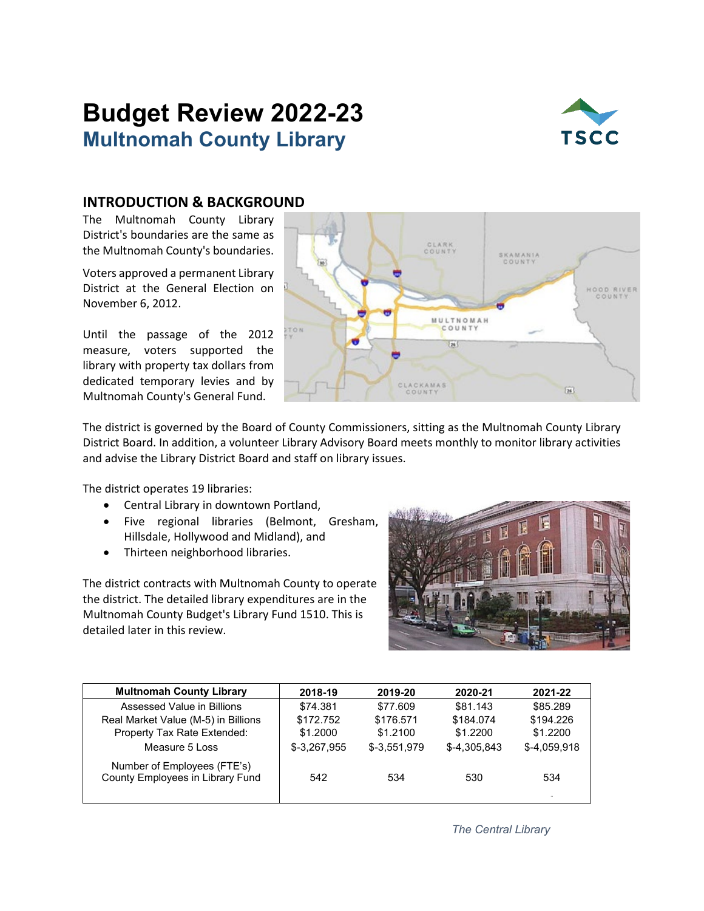# Budget Review 2022-23

## Multnomah County Library

### INTRODUCTION & BACKGROUND

The Multnomah County Library District's boundaries are the same as the Multnomah County's boundaries.

Voters approved a permanent Library District at the General Election on November 6, 2012.

Until the passage of the 2012 measure, voters supported the library with property tax dollars from dedicated temporary levies and by Multnomah County's General Fund.

The district is governed by the Board of County Commissioners, sitting as the Multnomah County Library District Board. In addition, a volunteer Library Advisory Board meets monthly to monitor library activities and advise the Library District Board and staff on library issues.

The district operates 19 libraries:

- Central Library in downtown Portland,
- Five regional libraries (Belmont, Gresham, Hillsdale, Hollywood and Midland), and
- Thirteen neighborhood libraries.

The district contracts with Multnomah County to operate the district. The detailed library expenditures are in the Multnomah County Budget's Library Fund 1510. This is detailed later in this review.

| Multnomah County Library | 2018-19 | 2019-20 | 2020-21 | 2021-22 |
|---|---|---|---|---|
| Assessed Value in Billions | $74.381 | $77.609 | $81.143 | $85.289 |
| Real Market Value (M-5) in Billions | $172.752 | $176.571 | $184.074 | $194.226 |
| Property Tax Rate Extended: | $1.2000 | $1.2100 | $1.2200 | $1.2200 |
| Measure 5 Loss | $-3,267,955 | $-3,551,979 | $-4,305,843 | $-4,059,918 |
| Number of Employees (FTE's) County Employees in Library Fund | 542 | 534 | 530 | 534 |

*The Central Library*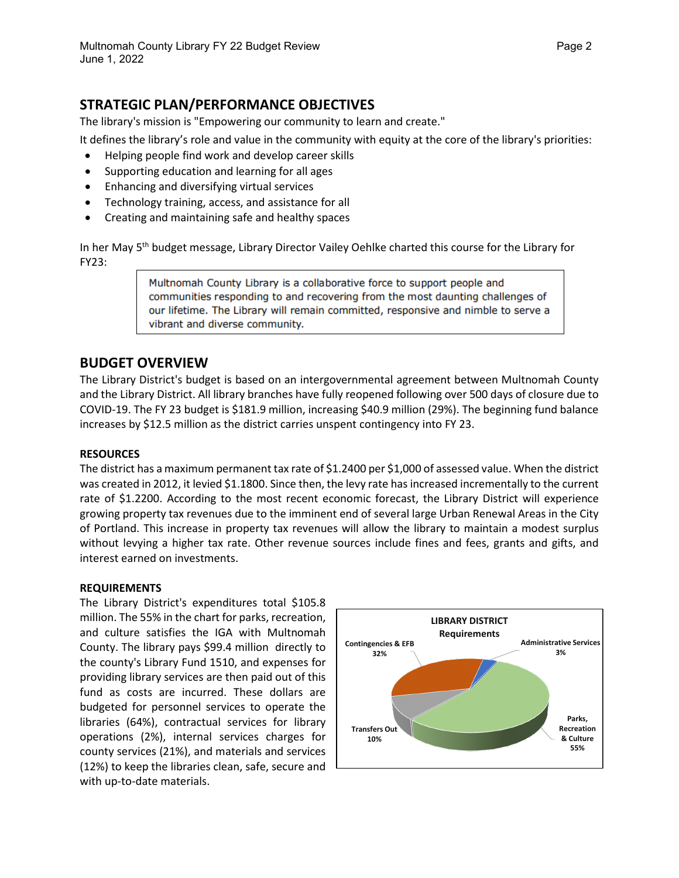## STRATEGIC PLAN/PERFORMANCE OBJECTIVES

The library's mission is "Empowering our community to learn and create."

It defines the library's role and value in the community with equity at the core of the library's priorities:

- Helping people find work and develop career skills
- Supporting education and learning for all ages
- Enhancing and diversifying virtual services
- Technology training, access, and assistance for all
- Creating and maintaining safe and healthy spaces

In her May 5th budget message, Library Director Vailey Oehlke charted this course for the Library for FY23:

> Multnomah County Library is a collaborative force to support people and communities responding to and recovering from the most daunting challenges of our lifetime. The Library will remain committed, responsive and nimble to serve a vibrant and diverse community.

## BUDGET OVERVIEW

The Library District's budget is based on an intergovernmental agreement between Multnomah County and the Library District. All library branches have fully reopened following over 500 days of closure due to COVID-19. The FY 23 budget is $181.9 million, increasing $40.9 million (29%). The beginning fund balance increases by $12.5 million as the district carries unspent contingency into FY 23.

### RESOURCES

The district has a maximum permanent tax rate of $1.2400 per $1,000 of assessed value. When the district was created in 2012, it levied $1.1800. Since then, the levy rate has increased incrementally to the current rate of $1.2200. According to the most recent economic forecast, the Library District will experience growing property tax revenues due to the imminent end of several large Urban Renewal Areas in the City of Portland. This increase in property tax revenues will allow the library to maintain a modest surplus without levying a higher tax rate. Other revenue sources include fines and fees, grants and gifts, and interest earned on investments.

### REQUIREMENTS

The Library District's expenditures total $105.8 million. The 55% in the chart for parks, recreation, and culture satisfies the IGA with Multnomah County. The library pays $99.4 million directly to the county's Library Fund 1510, and expenses for providing library services are then paid out of this fund as costs are incurred. These dollars are budgeted for personnel services to operate the libraries (64%), contractual services for library operations (2%), internal services charges for county services (21%), and materials and services (12%) to keep the libraries clean, safe, secure and with up-to-date materials.

**LIBRARY DISTRICT Requirements**

| Category | Percent |
|---|---|
| Parks, Recreation & Culture | 55% |
| Contingencies & EFB | 32% |
| Transfers Out | 10% |
| Administrative Services | 3% |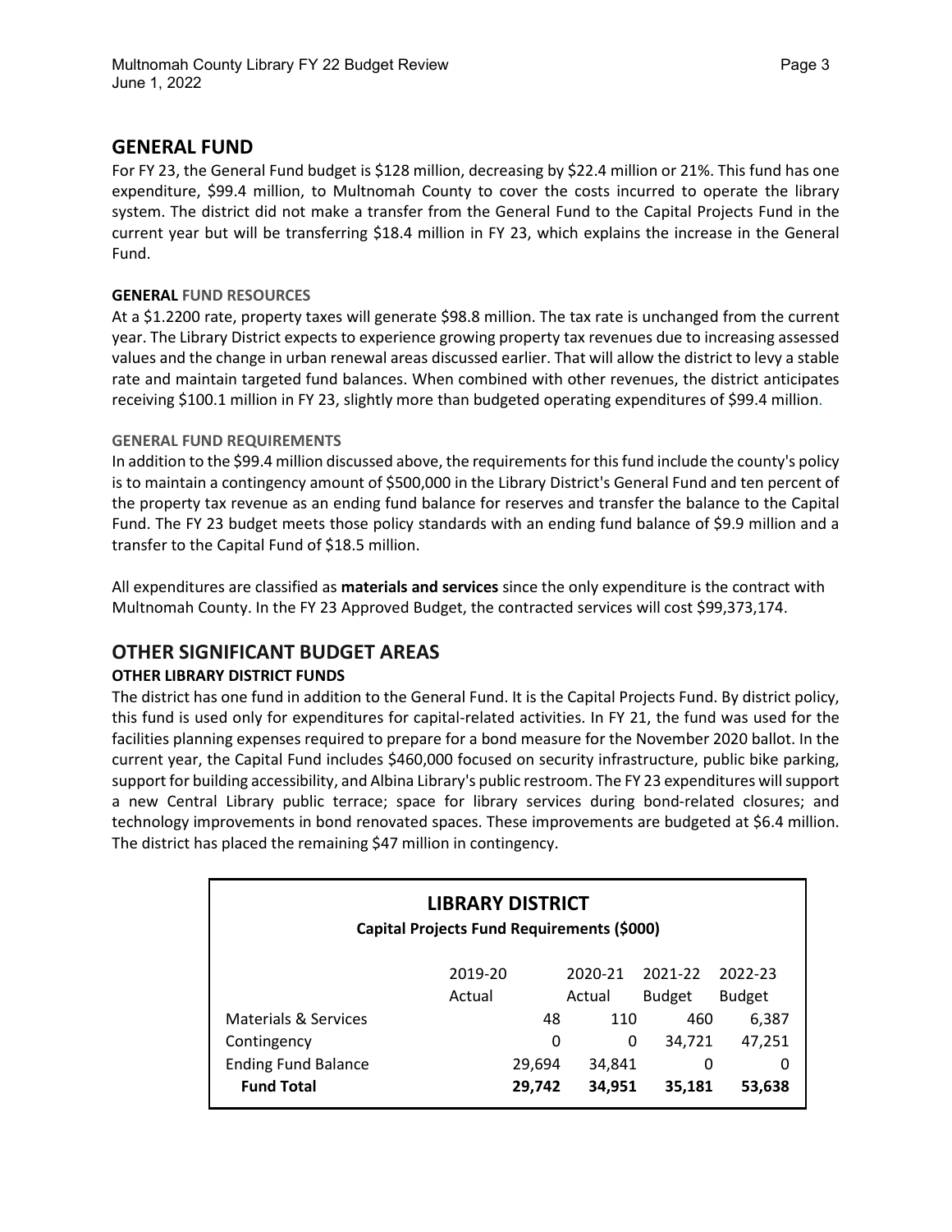## GENERAL FUND

For FY 23, the General Fund budget is $128 million, decreasing by $22.4 million or 21%. This fund has one expenditure, $99.4 million, to Multnomah County to cover the costs incurred to operate the library system. The district did not make a transfer from the General Fund to the Capital Projects Fund in the current year but will be transferring $18.4 million in FY 23, which explains the increase in the General Fund.

### GENERAL FUND RESOURCES

At a $1.2200 rate, property taxes will generate $98.8 million. The tax rate is unchanged from the current year. The Library District expects to experience growing property tax revenues due to increasing assessed values and the change in urban renewal areas discussed earlier. That will allow the district to levy a stable rate and maintain targeted fund balances. When combined with other revenues, the district anticipates receiving $100.1 million in FY 23, slightly more than budgeted operating expenditures of $99.4 million.

### GENERAL FUND REQUIREMENTS

In addition to the $99.4 million discussed above, the requirements for this fund include the county's policy is to maintain a contingency amount of $500,000 in the Library District's General Fund and ten percent of the property tax revenue as an ending fund balance for reserves and transfer the balance to the Capital Fund. The FY 23 budget meets those policy standards with an ending fund balance of $9.9 million and a transfer to the Capital Fund of $18.5 million.

All expenditures are classified as **materials and services** since the only expenditure is the contract with Multnomah County. In the FY 23 Approved Budget, the contracted services will cost $99,373,174.

## OTHER SIGNIFICANT BUDGET AREAS

### OTHER LIBRARY DISTRICT FUNDS

The district has one fund in addition to the General Fund. It is the Capital Projects Fund. By district policy, this fund is used only for expenditures for capital-related activities. In FY 21, the fund was used for the facilities planning expenses required to prepare for a bond measure for the November 2020 ballot. In the current year, the Capital Fund includes $460,000 focused on security infrastructure, public bike parking, support for building accessibility, and Albina Library's public restroom. The FY 23 expenditures will support a new Central Library public terrace; space for library services during bond-related closures; and technology improvements in bond renovated spaces. These improvements are budgeted at $6.4 million. The district has placed the remaining $47 million in contingency.

**LIBRARY DISTRICT**
**Capital Projects Fund Requirements ($000)**

| | 2019-20 Actual | 2020-21 Actual | 2021-22 Budget | 2022-23 Budget |
|---|---|---|---|---|
| Materials & Services | 48 | 110 | 460 | 6,387 |
| Contingency | 0 | 0 | 34,721 | 47,251 |
| Ending Fund Balance | 29,694 | 34,841 | 0 | 0 |
| **Fund Total** | **29,742** | **34,951** | **35,181** | **53,638** |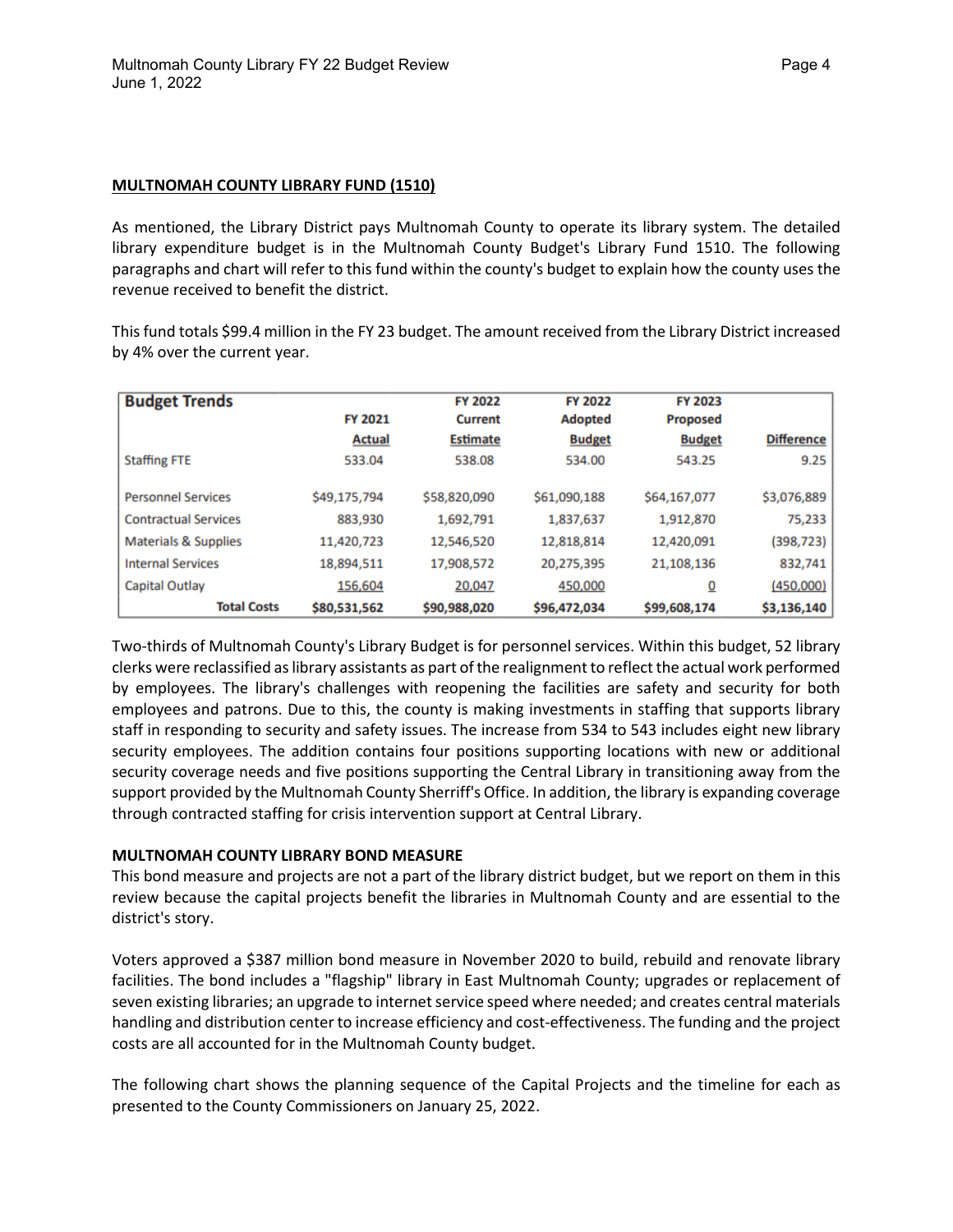## MULTNOMAH COUNTY LIBRARY FUND (1510)

As mentioned, the Library District pays Multnomah County to operate its library system. The detailed library expenditure budget is in the Multnomah County Budget's Library Fund 1510. The following paragraphs and chart will refer to this fund within the county's budget to explain how the county uses the revenue received to benefit the district.

This fund totals $99.4 million in the FY 23 budget. The amount received from the Library District increased by 4% over the current year.

| Budget Trends | FY 2021 Actual | FY 2022 Current Estimate | FY 2022 Adopted Budget | FY 2023 Proposed Budget | Difference |
|---|---|---|---|---|---|
| Staffing FTE | 533.04 | 538.08 | 534.00 | 543.25 | 9.25 |
| Personnel Services | $49,175,794 | $58,820,090 | $61,090,188 | $64,167,077 | $3,076,889 |
| Contractual Services | 883,930 | 1,692,791 | 1,837,637 | 1,912,870 | 75,233 |
| Materials & Supplies | 11,420,723 | 12,546,520 | 12,818,814 | 12,420,091 | (398,723) |
| Internal Services | 18,894,511 | 17,908,572 | 20,275,395 | 21,108,136 | 832,741 |
| Capital Outlay | 156,604 | 20,047 | 450,000 | 0 | (450,000) |
| **Total Costs** | **$80,531,562** | **$90,988,020** | **$96,472,034** | **$99,608,174** | **$3,136,140** |

Two-thirds of Multnomah County's Library Budget is for personnel services. Within this budget, 52 library clerks were reclassified as library assistants as part of the realignment to reflect the actual work performed by employees. The library's challenges with reopening the facilities are safety and security for both employees and patrons. Due to this, the county is making investments in staffing that supports library staff in responding to security and safety issues. The increase from 534 to 543 includes eight new library security employees. The addition contains four positions supporting locations with new or additional security coverage needs and five positions supporting the Central Library in transitioning away from the support provided by the Multnomah County Sherriff's Office. In addition, the library is expanding coverage through contracted staffing for crisis intervention support at Central Library.

**MULTNOMAH COUNTY LIBRARY BOND MEASURE**

This bond measure and projects are not a part of the library district budget, but we report on them in this review because the capital projects benefit the libraries in Multnomah County and are essential to the district's story.

Voters approved a $387 million bond measure in November 2020 to build, rebuild and renovate library facilities. The bond includes a "flagship" library in East Multnomah County; upgrades or replacement of seven existing libraries; an upgrade to internet service speed where needed; and creates central materials handling and distribution center to increase efficiency and cost-effectiveness. The funding and the project costs are all accounted for in the Multnomah County budget.

The following chart shows the planning sequence of the Capital Projects and the timeline for each as presented to the County Commissioners on January 25, 2022.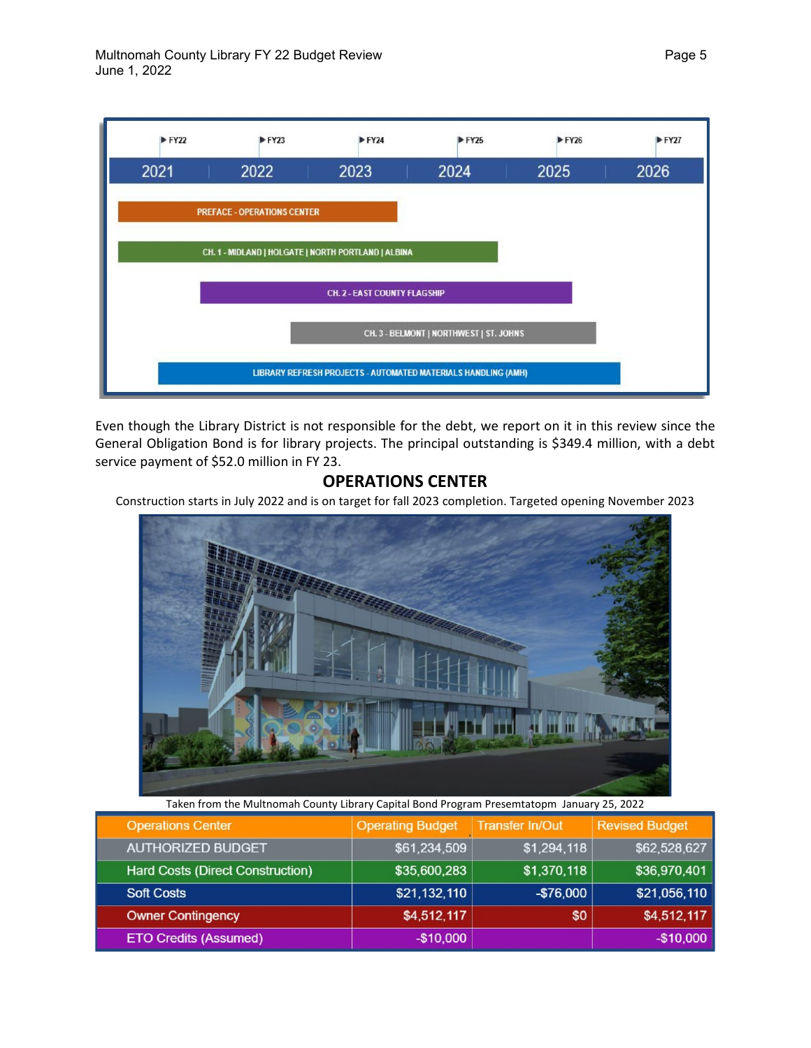| | ▶ FY22 | ▶ FY23 | ▶ FY24 | ▶ FY25 | ▶ FY26 | ▶ FY27 |
|---|---|---|---|---|---|---|
| | 2021 | 2022 | 2023 | 2024 | 2025 | 2026 |

PREFACE - OPERATIONS CENTER

CH. 1 - MIDLAND | HOLGATE | NORTH PORTLAND | ALBINA

CH. 2 - EAST COUNTY FLAGSHIP

CH. 3 - BELMONT | NORTHWEST | ST. JOHNS

LIBRARY REFRESH PROJECTS - AUTOMATED MATERIALS HANDLING (AMH)

Even though the Library District is not responsible for the debt, we report on it in this review since the General Obligation Bond is for library projects. The principal outstanding is $349.4 million, with a debt service payment of $52.0 million in FY 23.

## OPERATIONS CENTER

Construction starts in July 2022 and is on target for fall 2023 completion. Targeted opening November 2023

Taken from the Multnomah County Library Capital Bond Program Presemtatopm January 25, 2022

| Operations Center | Operating Budget | Transfer In/Out | Revised Budget |
|---|---|---|---|
| AUTHORIZED BUDGET | $61,234,509 | $1,294,118 | $62,528,627 |
| Hard Costs (Direct Construction) | $35,600,283 | $1,370,118 | $36,970,401 |
| Soft Costs | $21,132,110 | -$76,000 | $21,056,110 |
| Owner Contingency | $4,512,117 | $0 | $4,512,117 |
| ETO Credits (Assumed) | -$10,000 | | -$10,000 |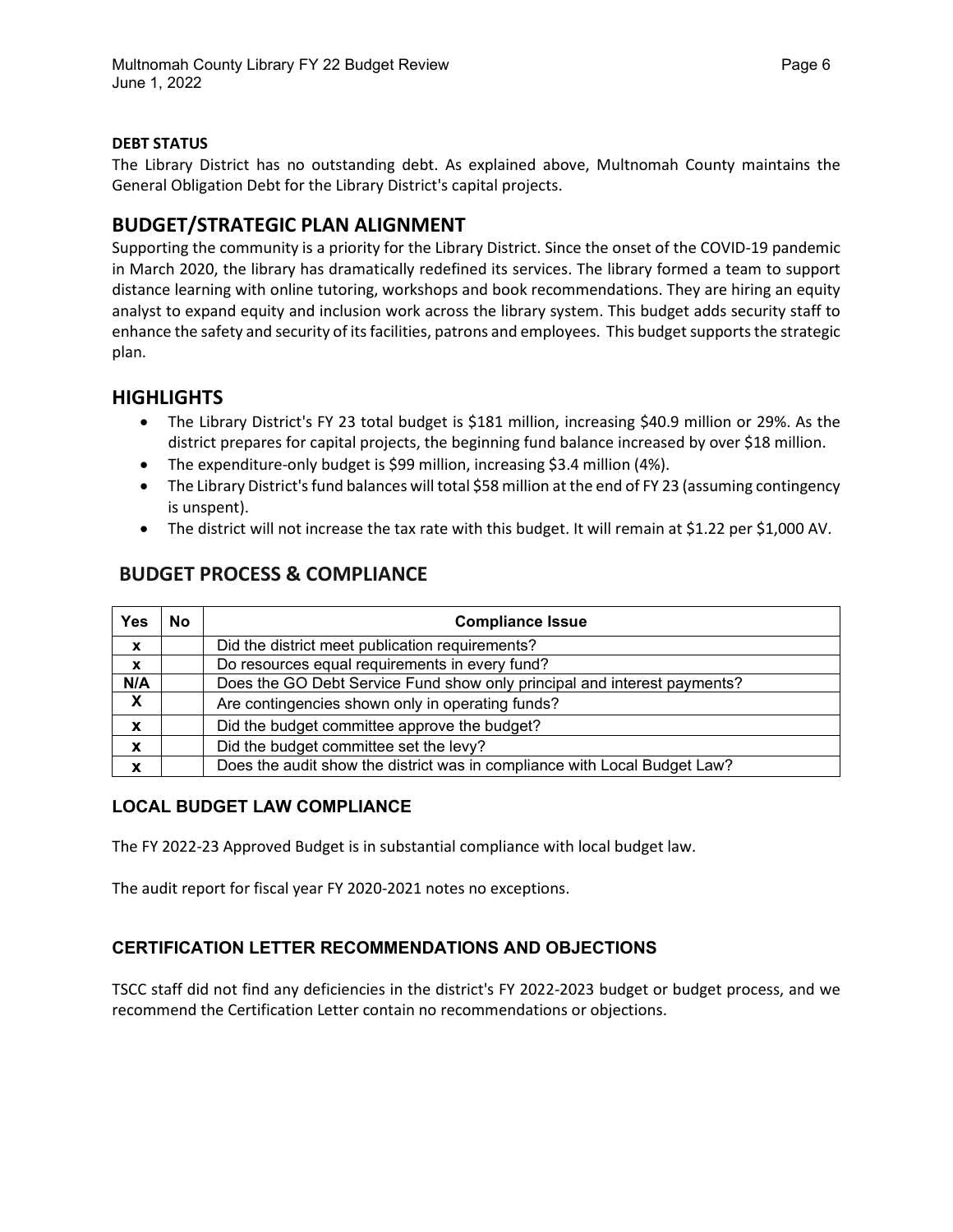### DEBT STATUS

The Library District has no outstanding debt. As explained above, Multnomah County maintains the General Obligation Debt for the Library District's capital projects.

## BUDGET/STRATEGIC PLAN ALIGNMENT

Supporting the community is a priority for the Library District. Since the onset of the COVID-19 pandemic in March 2020, the library has dramatically redefined its services. The library formed a team to support distance learning with online tutoring, workshops and book recommendations. They are hiring an equity analyst to expand equity and inclusion work across the library system. This budget adds security staff to enhance the safety and security of its facilities, patrons and employees. This budget supports the strategic plan.

## HIGHLIGHTS

- The Library District's FY 23 total budget is $181 million, increasing $40.9 million or 29%. As the district prepares for capital projects, the beginning fund balance increased by over $18 million.
- The expenditure-only budget is $99 million, increasing $3.4 million (4%).
- The Library District's fund balances will total $58 million at the end of FY 23 (assuming contingency is unspent).
- The district will not increase the tax rate with this budget. It will remain at $1.22 per $1,000 AV.

## BUDGET PROCESS & COMPLIANCE

| Yes | No | Compliance Issue |
|---|---|---|
| x | | Did the district meet publication requirements? |
| x | | Do resources equal requirements in every fund? |
| N/A | | Does the GO Debt Service Fund show only principal and interest payments? |
| X | | Are contingencies shown only in operating funds? |
| x | | Did the budget committee approve the budget? |
| x | | Did the budget committee set the levy? |
| x | | Does the audit show the district was in compliance with Local Budget Law? |

### LOCAL BUDGET LAW COMPLIANCE

The FY 2022-23 Approved Budget is in substantial compliance with local budget law.

The audit report for fiscal year FY 2020-2021 notes no exceptions.

### CERTIFICATION LETTER RECOMMENDATIONS AND OBJECTIONS

TSCC staff did not find any deficiencies in the district's FY 2022-2023 budget or budget process, and we recommend the Certification Letter contain no recommendations or objections.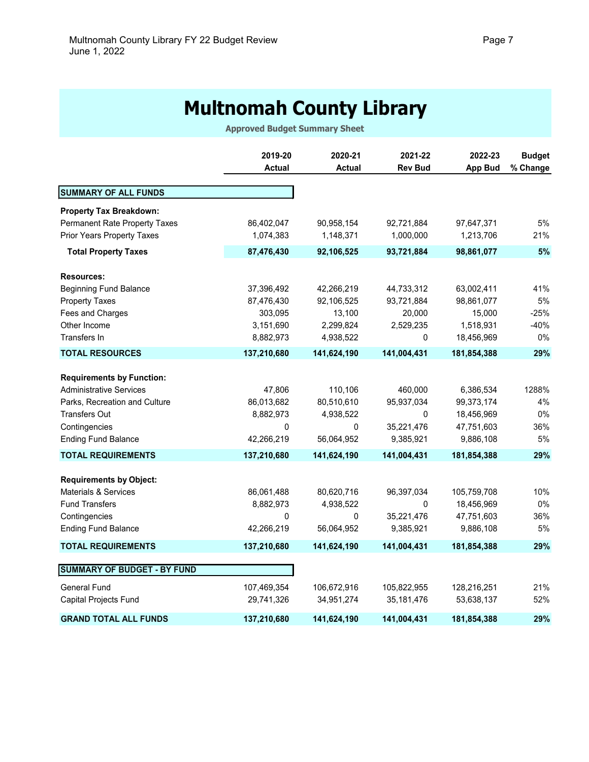# Multnomah County Library

**Approved Budget Summary Sheet**

| | 2019-20 Actual | 2020-21 Actual | 2021-22 Rev Bud | 2022-23 App Bud | Budget % Change |
|---|---|---|---|---|---|
| **SUMMARY OF ALL FUNDS** | | | | | |
| **Property Tax Breakdown:** | | | | | |
| Permanent Rate Property Taxes | 86,402,047 | 90,958,154 | 92,721,884 | 97,647,371 | 5% |
| Prior Years Property Taxes | 1,074,383 | 1,148,371 | 1,000,000 | 1,213,706 | 21% |
| **Total Property Taxes** | **87,476,430** | **92,106,525** | **93,721,884** | **98,861,077** | **5%** |
| **Resources:** | | | | | |
| Beginning Fund Balance | 37,396,492 | 42,266,219 | 44,733,312 | 63,002,411 | 41% |
| Property Taxes | 87,476,430 | 92,106,525 | 93,721,884 | 98,861,077 | 5% |
| Fees and Charges | 303,095 | 13,100 | 20,000 | 15,000 | -25% |
| Other Income | 3,151,690 | 2,299,824 | 2,529,235 | 1,518,931 | -40% |
| Transfers In | 8,882,973 | 4,938,522 | 0 | 18,456,969 | 0% |
| **TOTAL RESOURCES** | **137,210,680** | **141,624,190** | **141,004,431** | **181,854,388** | **29%** |
| **Requirements by Function:** | | | | | |
| Administrative Services | 47,806 | 110,106 | 460,000 | 6,386,534 | 1288% |
| Parks, Recreation and Culture | 86,013,682 | 80,510,610 | 95,937,034 | 99,373,174 | 4% |
| Transfers Out | 8,882,973 | 4,938,522 | 0 | 18,456,969 | 0% |
| Contingencies | 0 | 0 | 35,221,476 | 47,751,603 | 36% |
| Ending Fund Balance | 42,266,219 | 56,064,952 | 9,385,921 | 9,886,108 | 5% |
| **TOTAL REQUIREMENTS** | **137,210,680** | **141,624,190** | **141,004,431** | **181,854,388** | **29%** |
| **Requirements by Object:** | | | | | |
| Materials & Services | 86,061,488 | 80,620,716 | 96,397,034 | 105,759,708 | 10% |
| Fund Transfers | 8,882,973 | 4,938,522 | 0 | 18,456,969 | 0% |
| Contingencies | 0 | 0 | 35,221,476 | 47,751,603 | 36% |
| Ending Fund Balance | 42,266,219 | 56,064,952 | 9,385,921 | 9,886,108 | 5% |
| **TOTAL REQUIREMENTS** | **137,210,680** | **141,624,190** | **141,004,431** | **181,854,388** | **29%** |
| **SUMMARY OF BUDGET - BY FUND** | | | | | |
| General Fund | 107,469,354 | 106,672,916 | 105,822,955 | 128,216,251 | 21% |
| Capital Projects Fund | 29,741,326 | 34,951,274 | 35,181,476 | 53,638,137 | 52% |
| **GRAND TOTAL ALL FUNDS** | **137,210,680** | **141,624,190** | **141,004,431** | **181,854,388** | **29%** |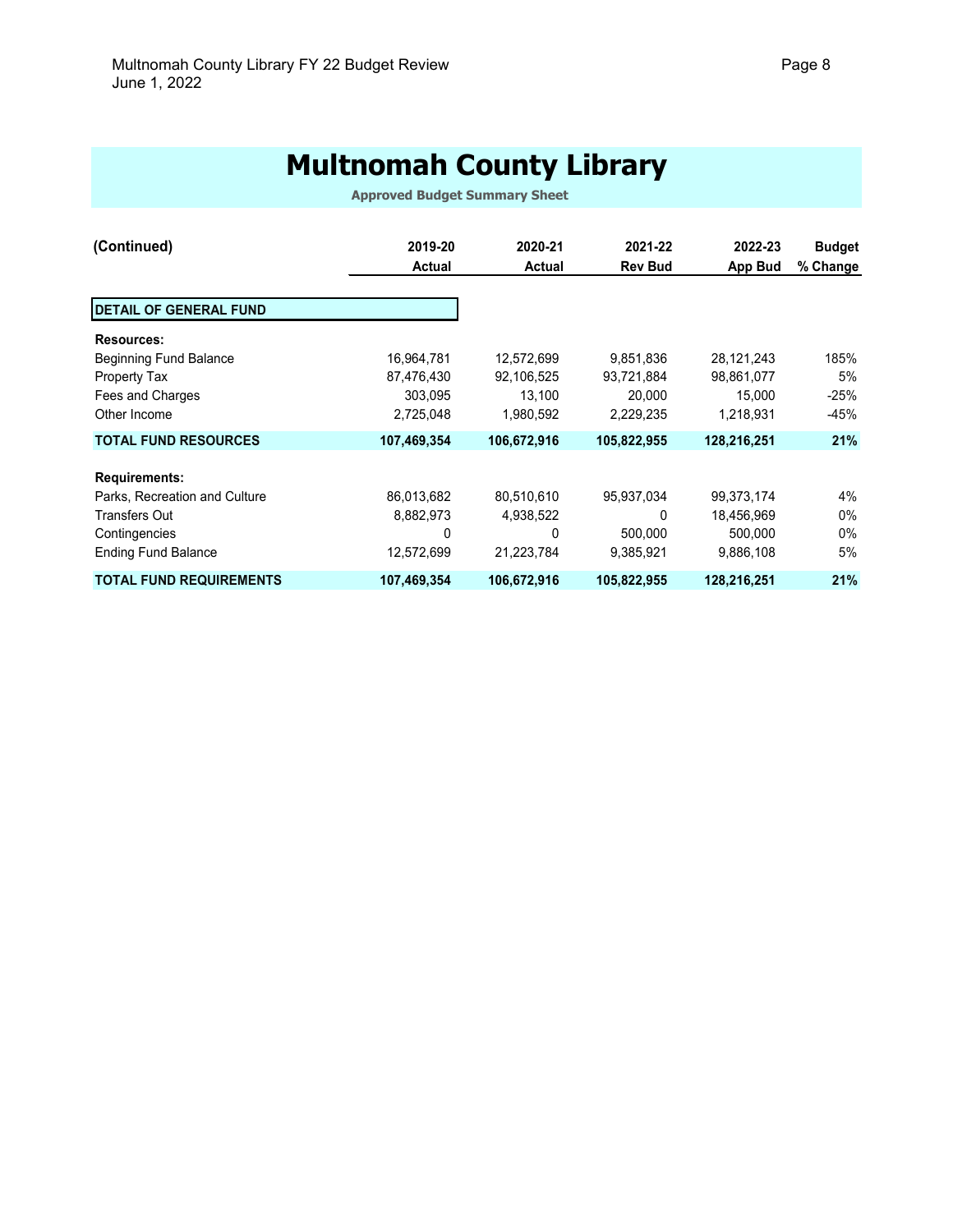# Multnomah County Library

**Approved Budget Summary Sheet**

| (Continued) | 2019-20 Actual | 2020-21 Actual | 2021-22 Rev Bud | 2022-23 App Bud | Budget % Change |
|---|---|---|---|---|---|
| **DETAIL OF GENERAL FUND** | | | | | |
| **Resources:** | | | | | |
| Beginning Fund Balance | 16,964,781 | 12,572,699 | 9,851,836 | 28,121,243 | 185% |
| Property Tax | 87,476,430 | 92,106,525 | 93,721,884 | 98,861,077 | 5% |
| Fees and Charges | 303,095 | 13,100 | 20,000 | 15,000 | -25% |
| Other Income | 2,725,048 | 1,980,592 | 2,229,235 | 1,218,931 | -45% |
| **TOTAL FUND RESOURCES** | **107,469,354** | **106,672,916** | **105,822,955** | **128,216,251** | **21%** |
| **Requirements:** | | | | | |
| Parks, Recreation and Culture | 86,013,682 | 80,510,610 | 95,937,034 | 99,373,174 | 4% |
| Transfers Out | 8,882,973 | 4,938,522 | 0 | 18,456,969 | 0% |
| Contingencies | 0 | 0 | 500,000 | 500,000 | 0% |
| Ending Fund Balance | 12,572,699 | 21,223,784 | 9,385,921 | 9,886,108 | 5% |
| **TOTAL FUND REQUIREMENTS** | **107,469,354** | **106,672,916** | **105,822,955** | **128,216,251** | **21%** |